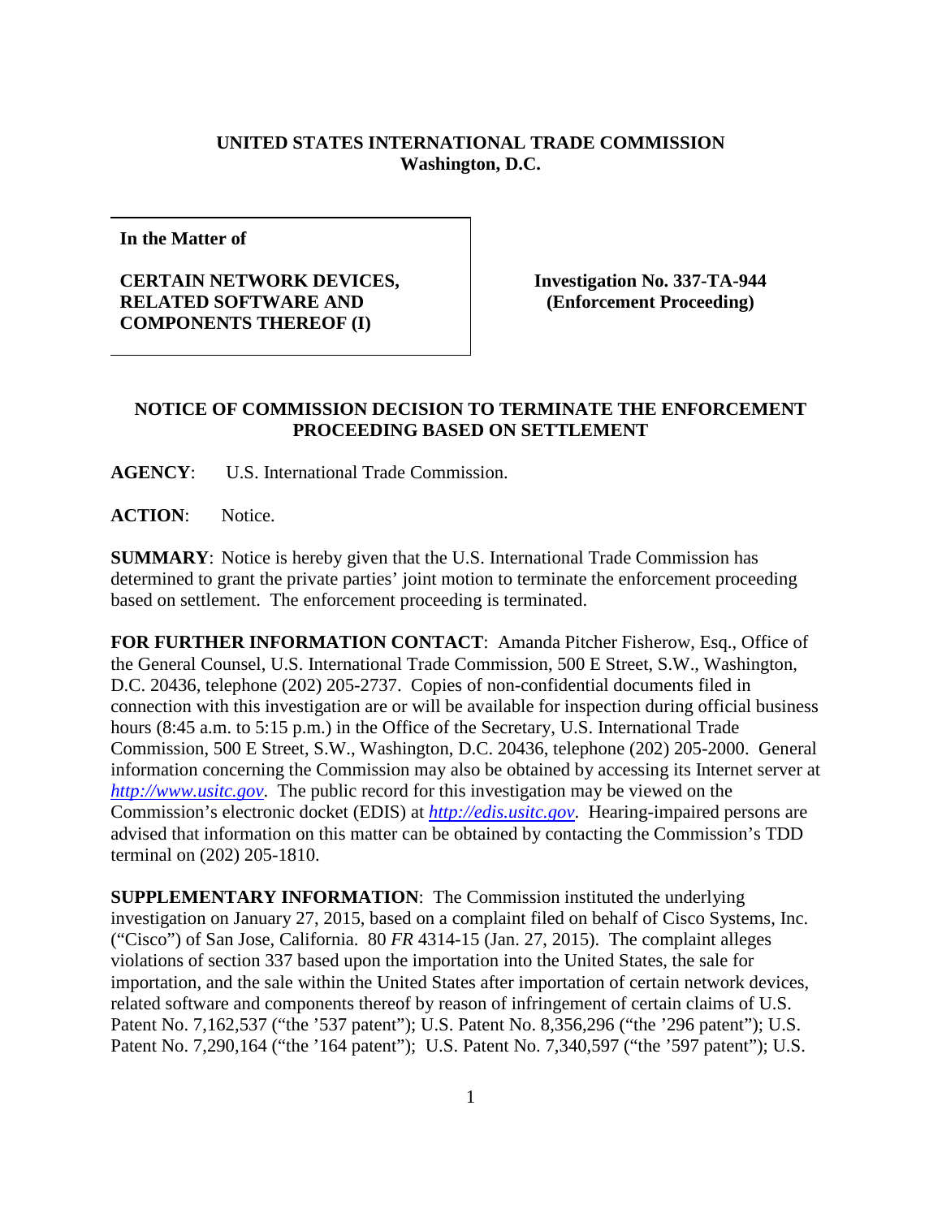**UNITED STATES INTERNATIONAL TRADE COMMISSION**
**Washington, D.C.**

| **In the Matter of** **CERTAIN NETWORK DEVICES, RELATED SOFTWARE AND COMPONENTS THEREOF (I)** | **Investigation No. 337-TA-944 (Enforcement Proceeding)** |
|---|---|

## NOTICE OF COMMISSION DECISION TO TERMINATE THE ENFORCEMENT PROCEEDING BASED ON SETTLEMENT

**AGENCY**: U.S. International Trade Commission.

**ACTION**: Notice.

**SUMMARY**: Notice is hereby given that the U.S. International Trade Commission has determined to grant the private parties' joint motion to terminate the enforcement proceeding based on settlement. The enforcement proceeding is terminated.

**FOR FURTHER INFORMATION CONTACT**: Amanda Pitcher Fisherow, Esq., Office of the General Counsel, U.S. International Trade Commission, 500 E Street, S.W., Washington, D.C. 20436, telephone (202) 205-2737. Copies of non-confidential documents filed in connection with this investigation are or will be available for inspection during official business hours (8:45 a.m. to 5:15 p.m.) in the Office of the Secretary, U.S. International Trade Commission, 500 E Street, S.W., Washington, D.C. 20436, telephone (202) 205-2000. General information concerning the Commission may also be obtained by accessing its Internet server at *http://www.usitc.gov*. The public record for this investigation may be viewed on the Commission's electronic docket (EDIS) at *http://edis.usitc.gov*. Hearing-impaired persons are advised that information on this matter can be obtained by contacting the Commission's TDD terminal on (202) 205-1810.

**SUPPLEMENTARY INFORMATION**: The Commission instituted the underlying investigation on January 27, 2015, based on a complaint filed on behalf of Cisco Systems, Inc. ("Cisco") of San Jose, California. 80 *FR* 4314-15 (Jan. 27, 2015). The complaint alleges violations of section 337 based upon the importation into the United States, the sale for importation, and the sale within the United States after importation of certain network devices, related software and components thereof by reason of infringement of certain claims of U.S. Patent No. 7,162,537 ("the '537 patent"); U.S. Patent No. 8,356,296 ("the '296 patent"); U.S. Patent No. 7,290,164 ("the '164 patent"); U.S. Patent No. 7,340,597 ("the '597 patent"); U.S.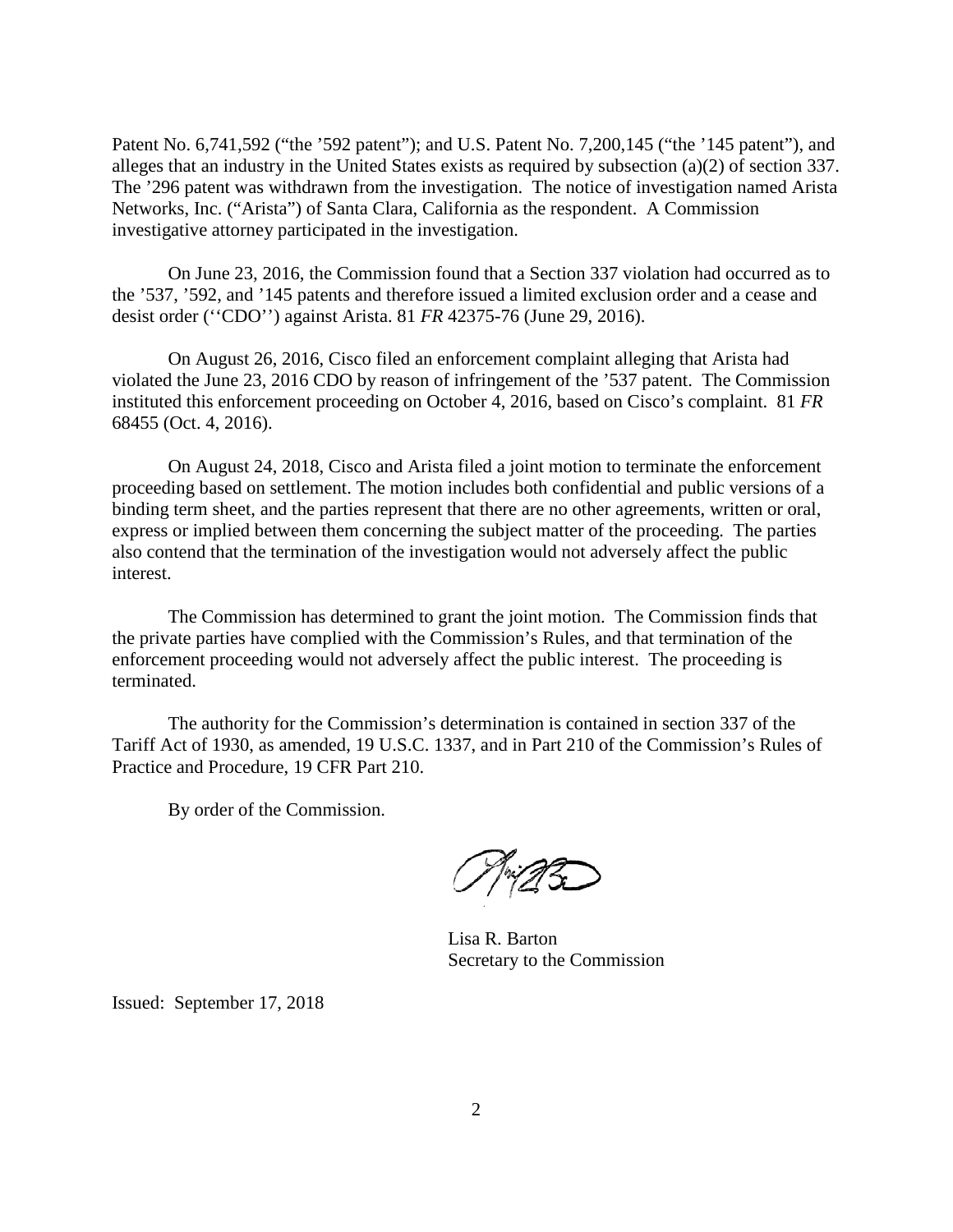Patent No. 6,741,592 ("the '592 patent"); and U.S. Patent No. 7,200,145 ("the '145 patent"), and alleges that an industry in the United States exists as required by subsection (a)(2) of section 337. The '296 patent was withdrawn from the investigation. The notice of investigation named Arista Networks, Inc. ("Arista") of Santa Clara, California as the respondent. A Commission investigative attorney participated in the investigation.

On June 23, 2016, the Commission found that a Section 337 violation had occurred as to the '537, '592, and '145 patents and therefore issued a limited exclusion order and a cease and desist order (''CDO'') against Arista. 81 *FR* 42375-76 (June 29, 2016).

On August 26, 2016, Cisco filed an enforcement complaint alleging that Arista had violated the June 23, 2016 CDO by reason of infringement of the '537 patent. The Commission instituted this enforcement proceeding on October 4, 2016, based on Cisco's complaint. 81 *FR* 68455 (Oct. 4, 2016).

On August 24, 2018, Cisco and Arista filed a joint motion to terminate the enforcement proceeding based on settlement. The motion includes both confidential and public versions of a binding term sheet, and the parties represent that there are no other agreements, written or oral, express or implied between them concerning the subject matter of the proceeding. The parties also contend that the termination of the investigation would not adversely affect the public interest.

The Commission has determined to grant the joint motion. The Commission finds that the private parties have complied with the Commission's Rules, and that termination of the enforcement proceeding would not adversely affect the public interest. The proceeding is terminated.

The authority for the Commission's determination is contained in section 337 of the Tariff Act of 1930, as amended, 19 U.S.C. 1337, and in Part 210 of the Commission's Rules of Practice and Procedure, 19 CFR Part 210.

By order of the Commission.

Lisa R. Barton
Secretary to the Commission

Issued: September 17, 2018